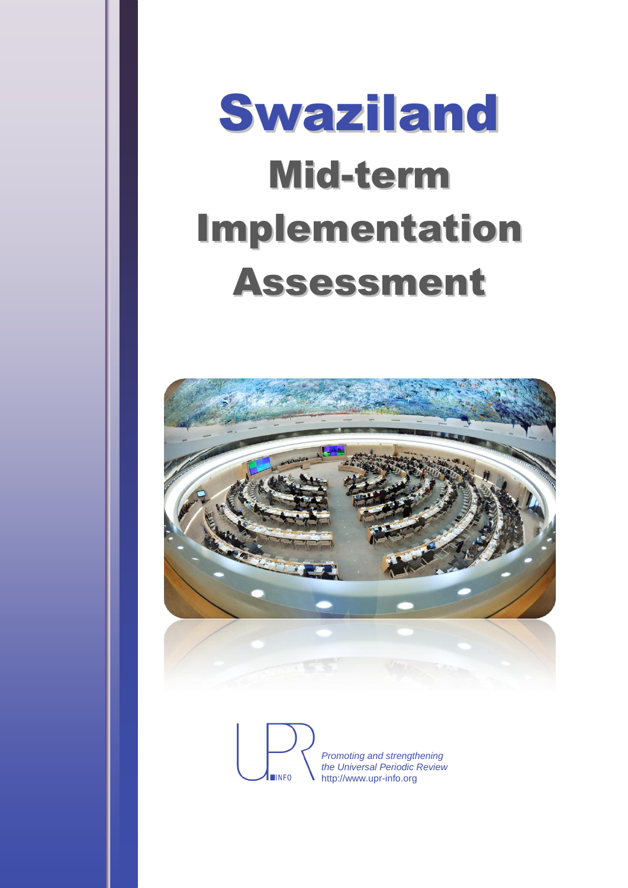# Swaziland

## Mid-term Implementation Assessment

INFO

*Promoting and strengthening the Universal Periodic Review*
http://www.upr-info.org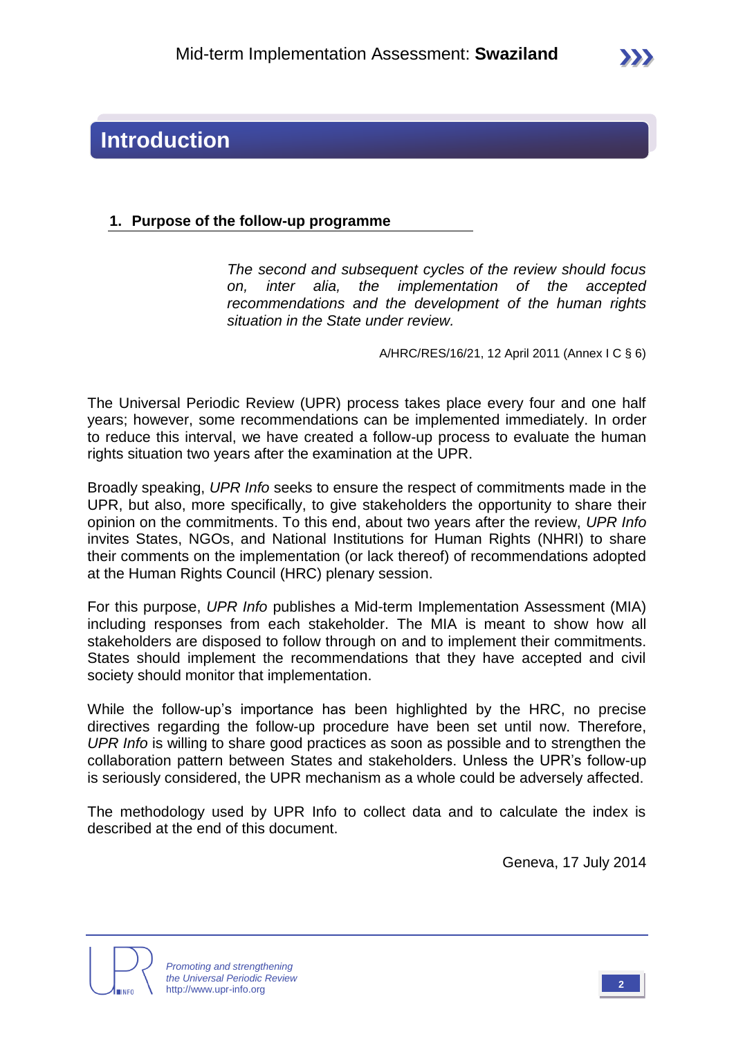# Introduction

## 1. Purpose of the follow-up programme

> *The second and subsequent cycles of the review should focus on, inter alia, the implementation of the accepted recommendations and the development of the human rights situation in the State under review.*
>
> A/HRC/RES/16/21, 12 April 2011 (Annex I C § 6)

The Universal Periodic Review (UPR) process takes place every four and one half years; however, some recommendations can be implemented immediately. In order to reduce this interval, we have created a follow-up process to evaluate the human rights situation two years after the examination at the UPR.

Broadly speaking, *UPR Info* seeks to ensure the respect of commitments made in the UPR, but also, more specifically, to give stakeholders the opportunity to share their opinion on the commitments. To this end, about two years after the review, *UPR Info* invites States, NGOs, and National Institutions for Human Rights (NHRI) to share their comments on the implementation (or lack thereof) of recommendations adopted at the Human Rights Council (HRC) plenary session.

For this purpose, *UPR Info* publishes a Mid-term Implementation Assessment (MIA) including responses from each stakeholder. The MIA is meant to show how all stakeholders are disposed to follow through on and to implement their commitments. States should implement the recommendations that they have accepted and civil society should monitor that implementation.

While the follow-up's importance has been highlighted by the HRC, no precise directives regarding the follow-up procedure have been set until now. Therefore, *UPR Info* is willing to share good practices as soon as possible and to strengthen the collaboration pattern between States and stakeholders. Unless the UPR's follow-up is seriously considered, the UPR mechanism as a whole could be adversely affected.

The methodology used by UPR Info to collect data and to calculate the index is described at the end of this document.

Geneva, 17 July 2014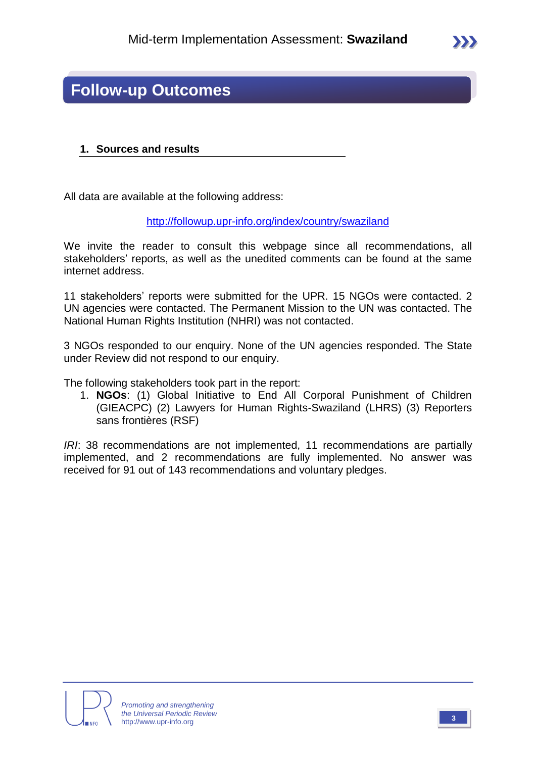# Follow-up Outcomes

## 1. Sources and results

All data are available at the following address:

http://followup.upr-info.org/index/country/swaziland

We invite the reader to consult this webpage since all recommendations, all stakeholders' reports, as well as the unedited comments can be found at the same internet address.

11 stakeholders' reports were submitted for the UPR. 15 NGOs were contacted. 2 UN agencies were contacted. The Permanent Mission to the UN was contacted. The National Human Rights Institution (NHRI) was not contacted.

3 NGOs responded to our enquiry. None of the UN agencies responded. The State under Review did not respond to our enquiry.

The following stakeholders took part in the report:

1. **NGOs**: (1) Global Initiative to End All Corporal Punishment of Children (GIEACPC) (2) Lawyers for Human Rights-Swaziland (LHRS) (3) Reporters sans frontières (RSF)

*IRI*: 38 recommendations are not implemented, 11 recommendations are partially implemented, and 2 recommendations are fully implemented. No answer was received for 91 out of 143 recommendations and voluntary pledges.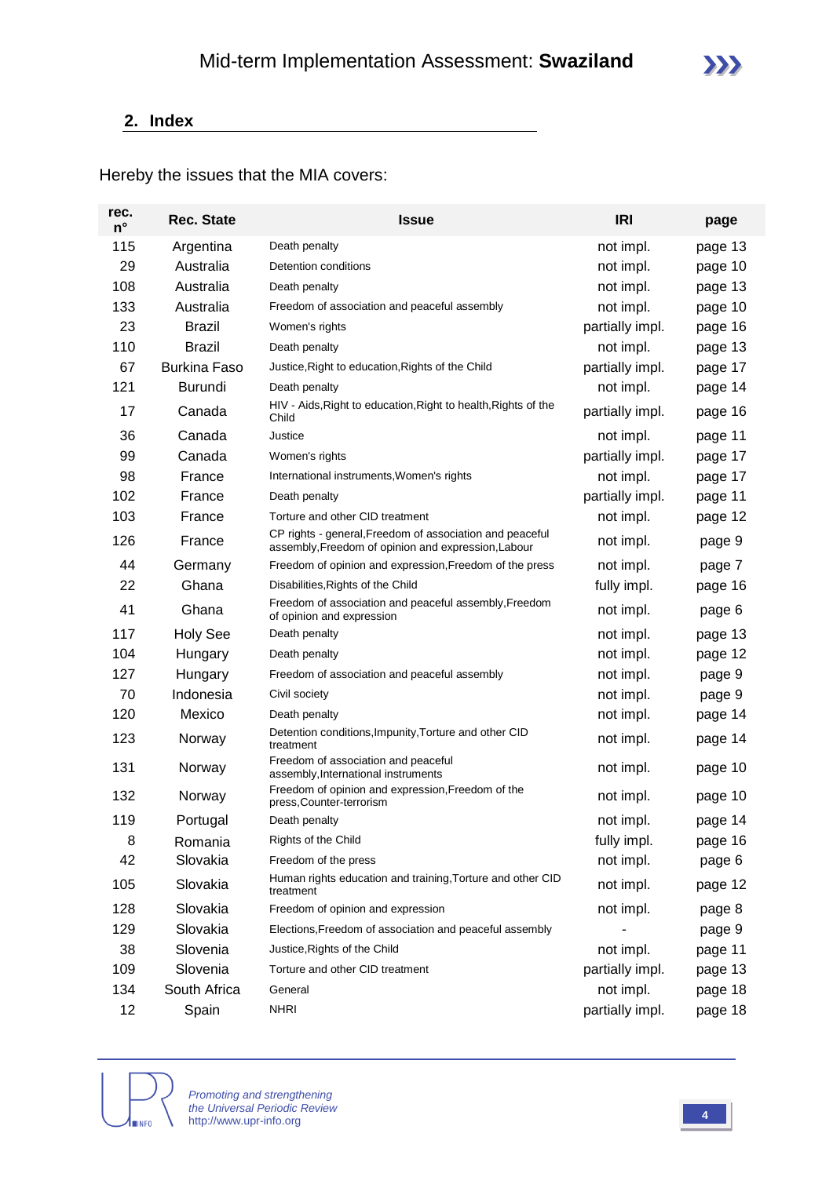## 2. Index

Hereby the issues that the MIA covers:

| rec. n° | Rec. State | Issue | IRI | page |
|---|---|---|---|---|
| 115 | Argentina | Death penalty | not impl. | page 13 |
| 29 | Australia | Detention conditions | not impl. | page 10 |
| 108 | Australia | Death penalty | not impl. | page 13 |
| 133 | Australia | Freedom of association and peaceful assembly | not impl. | page 10 |
| 23 | Brazil | Women's rights | partially impl. | page 16 |
| 110 | Brazil | Death penalty | not impl. | page 13 |
| 67 | Burkina Faso | Justice,Right to education,Rights of the Child | partially impl. | page 17 |
| 121 | Burundi | Death penalty | not impl. | page 14 |
| 17 | Canada | HIV - Aids,Right to education,Right to health,Rights of the Child | partially impl. | page 16 |
| 36 | Canada | Justice | not impl. | page 11 |
| 99 | Canada | Women's rights | partially impl. | page 17 |
| 98 | France | International instruments,Women's rights | not impl. | page 17 |
| 102 | France | Death penalty | partially impl. | page 11 |
| 103 | France | Torture and other CID treatment | not impl. | page 12 |
| 126 | France | CP rights - general,Freedom of association and peaceful assembly,Freedom of opinion and expression,Labour | not impl. | page 9 |
| 44 | Germany | Freedom of opinion and expression,Freedom of the press | not impl. | page 7 |
| 22 | Ghana | Disabilities,Rights of the Child | fully impl. | page 16 |
| 41 | Ghana | Freedom of association and peaceful assembly,Freedom of opinion and expression | not impl. | page 6 |
| 117 | Holy See | Death penalty | not impl. | page 13 |
| 104 | Hungary | Death penalty | not impl. | page 12 |
| 127 | Hungary | Freedom of association and peaceful assembly | not impl. | page 9 |
| 70 | Indonesia | Civil society | not impl. | page 9 |
| 120 | Mexico | Death penalty | not impl. | page 14 |
| 123 | Norway | Detention conditions,Impunity,Torture and other CID treatment | not impl. | page 14 |
| 131 | Norway | Freedom of association and peaceful assembly,International instruments | not impl. | page 10 |
| 132 | Norway | Freedom of opinion and expression,Freedom of the press,Counter-terrorism | not impl. | page 10 |
| 119 | Portugal | Death penalty | not impl. | page 14 |
| 8 | Romania | Rights of the Child | fully impl. | page 16 |
| 42 | Slovakia | Freedom of the press | not impl. | page 6 |
| 105 | Slovakia | Human rights education and training,Torture and other CID treatment | not impl. | page 12 |
| 128 | Slovakia | Freedom of opinion and expression | not impl. | page 8 |
| 129 | Slovakia | Elections,Freedom of association and peaceful assembly | - | page 9 |
| 38 | Slovenia | Justice,Rights of the Child | not impl. | page 11 |
| 109 | Slovenia | Torture and other CID treatment | partially impl. | page 13 |
| 134 | South Africa | General | not impl. | page 18 |
| 12 | Spain | NHRI | partially impl. | page 18 |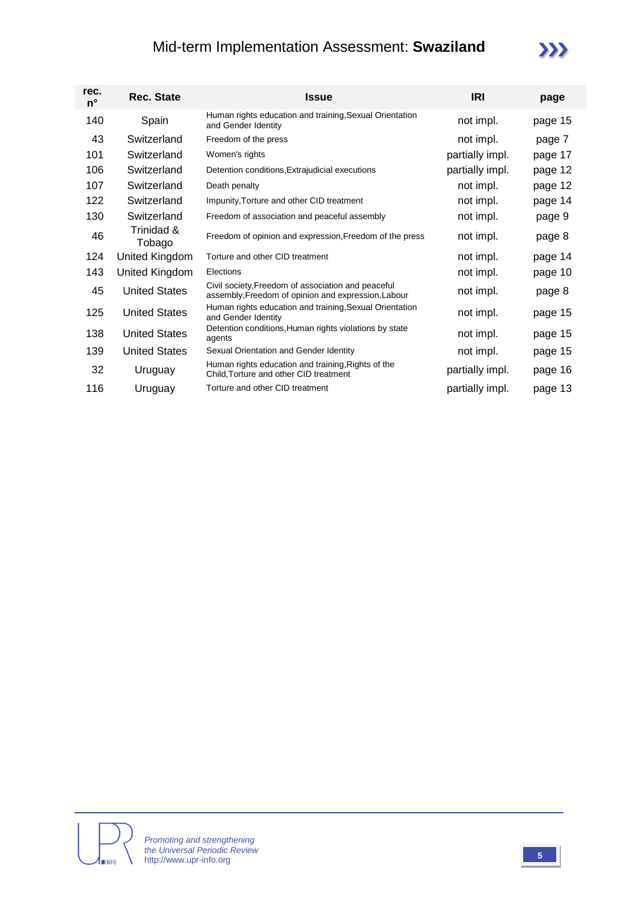| rec. n° | Rec. State | Issue | IRI | page |
|---|---|---|---|---|
| 140 | Spain | Human rights education and training,Sexual Orientation and Gender Identity | not impl. | page 15 |
| 43 | Switzerland | Freedom of the press | not impl. | page 7 |
| 101 | Switzerland | Women's rights | partially impl. | page 17 |
| 106 | Switzerland | Detention conditions,Extrajudicial executions | partially impl. | page 12 |
| 107 | Switzerland | Death penalty | not impl. | page 12 |
| 122 | Switzerland | Impunity,Torture and other CID treatment | not impl. | page 14 |
| 130 | Switzerland | Freedom of association and peaceful assembly | not impl. | page 9 |
| 46 | Trinidad & Tobago | Freedom of opinion and expression,Freedom of the press | not impl. | page 8 |
| 124 | United Kingdom | Torture and other CID treatment | not impl. | page 14 |
| 143 | United Kingdom | Elections | not impl. | page 10 |
| 45 | United States | Civil society,Freedom of association and peaceful assembly,Freedom of opinion and expression,Labour | not impl. | page 8 |
| 125 | United States | Human rights education and training,Sexual Orientation and Gender Identity | not impl. | page 15 |
| 138 | United States | Detention conditions,Human rights violations by state agents | not impl. | page 15 |
| 139 | United States | Sexual Orientation and Gender Identity | not impl. | page 15 |
| 32 | Uruguay | Human rights education and training,Rights of the Child,Torture and other CID treatment | partially impl. | page 16 |
| 116 | Uruguay | Torture and other CID treatment | partially impl. | page 13 |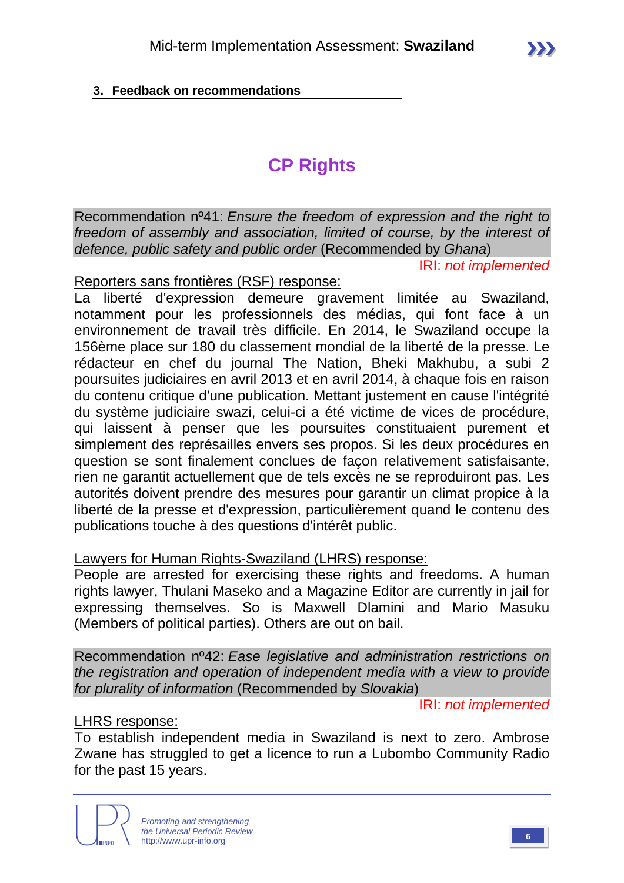### 3. Feedback on recommendations

## CP Rights

Recommendation nº41: *Ensure the freedom of expression and the right to freedom of assembly and association, limited of course, by the interest of defence, public safety and public order* (Recommended by *Ghana*)

IRI: *not implemented*

Reporters sans frontières (RSF) response:

La liberté d'expression demeure gravement limitée au Swaziland, notamment pour les professionnels des médias, qui font face à un environnement de travail très difficile. En 2014, le Swaziland occupe la 156ème place sur 180 du classement mondial de la liberté de la presse. Le rédacteur en chef du journal The Nation, Bheki Makhubu, a subi 2 poursuites judiciaires en avril 2013 et en avril 2014, à chaque fois en raison du contenu critique d'une publication. Mettant justement en cause l'intégrité du système judiciaire swazi, celui-ci a été victime de vices de procédure, qui laissent à penser que les poursuites constituaient purement et simplement des représailles envers ses propos. Si les deux procédures en question se sont finalement conclues de façon relativement satisfaisante, rien ne garantit actuellement que de tels excès ne se reproduiront pas. Les autorités doivent prendre des mesures pour garantir un climat propice à la liberté de la presse et d'expression, particulièrement quand le contenu des publications touche à des questions d'intérêt public.

Lawyers for Human Rights-Swaziland (LHRS) response:

People are arrested for exercising these rights and freedoms. A human rights lawyer, Thulani Maseko and a Magazine Editor are currently in jail for expressing themselves. So is Maxwell Dlamini and Mario Masuku (Members of political parties). Others are out on bail.

Recommendation nº42: *Ease legislative and administration restrictions on the registration and operation of independent media with a view to provide for plurality of information* (Recommended by *Slovakia*)

IRI: *not implemented*

LHRS response:

To establish independent media in Swaziland is next to zero. Ambrose Zwane has struggled to get a licence to run a Lubombo Community Radio for the past 15 years.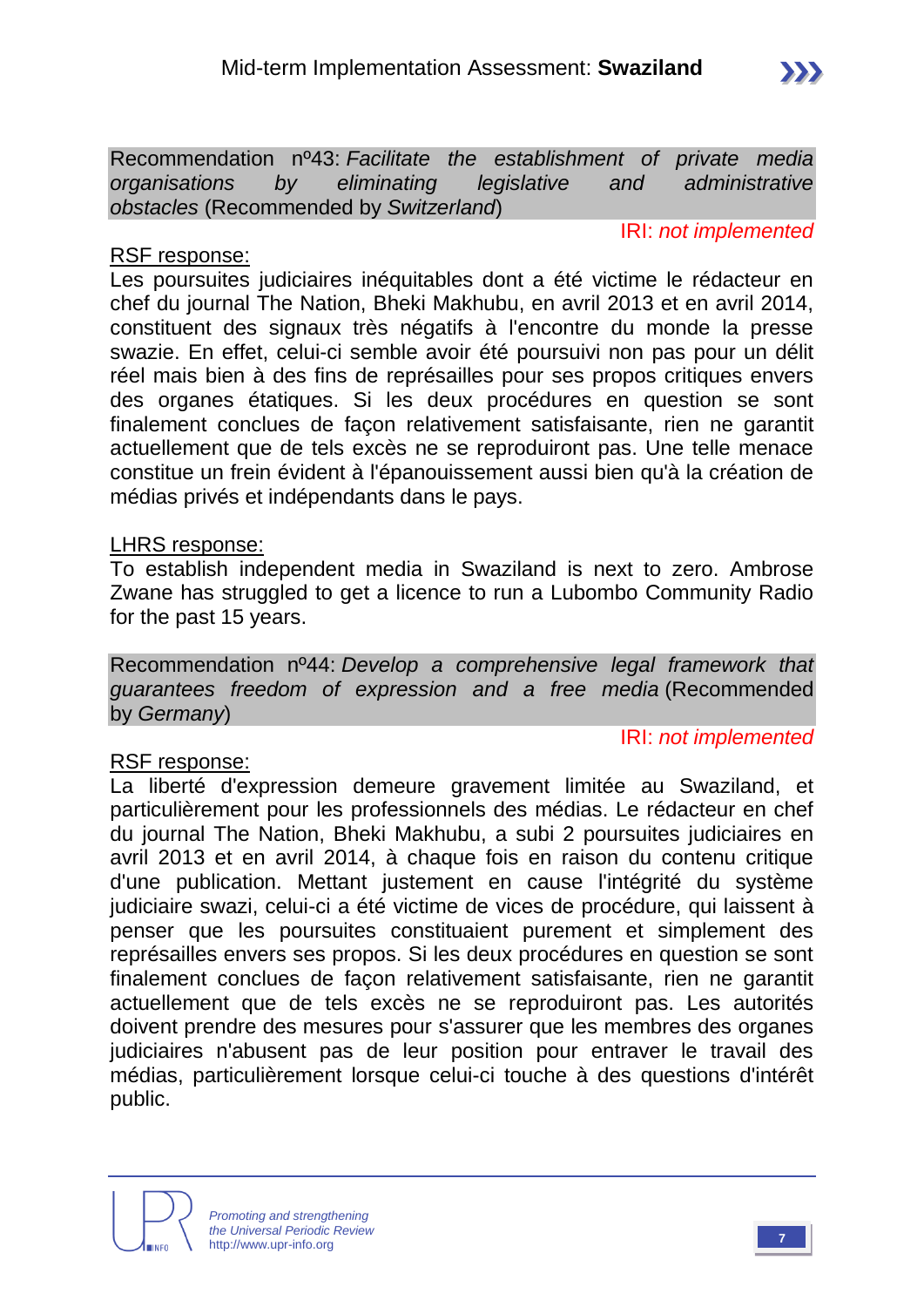Recommendation nº43: *Facilitate the establishment of private media organisations by eliminating legislative and administrative obstacles* (Recommended by *Switzerland*)

IRI: *not implemented*

RSF response:

Les poursuites judiciaires inéquitables dont a été victime le rédacteur en chef du journal The Nation, Bheki Makhubu, en avril 2013 et en avril 2014, constituent des signaux très négatifs à l'encontre du monde la presse swazie. En effet, celui-ci semble avoir été poursuivi non pas pour un délit réel mais bien à des fins de représailles pour ses propos critiques envers des organes étatiques. Si les deux procédures en question se sont finalement conclues de façon relativement satisfaisante, rien ne garantit actuellement que de tels excès ne se reproduiront pas. Une telle menace constitue un frein évident à l'épanouissement aussi bien qu'à la création de médias privés et indépendants dans le pays.

LHRS response:

To establish independent media in Swaziland is next to zero. Ambrose Zwane has struggled to get a licence to run a Lubombo Community Radio for the past 15 years.

Recommendation nº44: *Develop a comprehensive legal framework that guarantees freedom of expression and a free media* (Recommended by *Germany*)

IRI: *not implemented*

RSF response:

La liberté d'expression demeure gravement limitée au Swaziland, et particulièrement pour les professionnels des médias. Le rédacteur en chef du journal The Nation, Bheki Makhubu, a subi 2 poursuites judiciaires en avril 2013 et en avril 2014, à chaque fois en raison du contenu critique d'une publication. Mettant justement en cause l'intégrité du système judiciaire swazi, celui-ci a été victime de vices de procédure, qui laissent à penser que les poursuites constituaient purement et simplement des représailles envers ses propos. Si les deux procédures en question se sont finalement conclues de façon relativement satisfaisante, rien ne garantit actuellement que de tels excès ne se reproduiront pas. Les autorités doivent prendre des mesures pour s'assurer que les membres des organes judiciaires n'abusent pas de leur position pour entraver le travail des médias, particulièrement lorsque celui-ci touche à des questions d'intérêt public.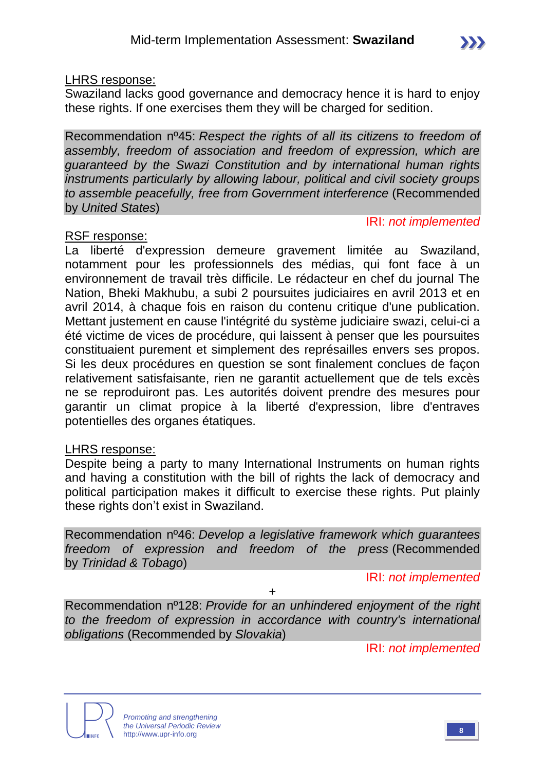<u>LHRS response:</u>
Swaziland lacks good governance and democracy hence it is hard to enjoy these rights. If one exercises them they will be charged for sedition.

Recommendation nº45: *Respect the rights of all its citizens to freedom of assembly, freedom of association and freedom of expression, which are guaranteed by the Swazi Constitution and by international human rights instruments particularly by allowing labour, political and civil society groups to assemble peacefully, free from Government interference* (Recommended by *United States*)

IRI: *not implemented*

<u>RSF response:</u>
La liberté d'expression demeure gravement limitée au Swaziland, notamment pour les professionnels des médias, qui font face à un environnement de travail très difficile. Le rédacteur en chef du journal The Nation, Bheki Makhubu, a subi 2 poursuites judiciaires en avril 2013 et en avril 2014, à chaque fois en raison du contenu critique d'une publication. Mettant justement en cause l'intégrité du système judiciaire swazi, celui-ci a été victime de vices de procédure, qui laissent à penser que les poursuites constituaient purement et simplement des représailles envers ses propos. Si les deux procédures en question se sont finalement conclues de façon relativement satisfaisante, rien ne garantit actuellement que de tels excès ne se reproduiront pas. Les autorités doivent prendre des mesures pour garantir un climat propice à la liberté d'expression, libre d'entraves potentielles des organes étatiques.

<u>LHRS response:</u>
Despite being a party to many International Instruments on human rights and having a constitution with the bill of rights the lack of democracy and political participation makes it difficult to exercise these rights. Put plainly these rights don't exist in Swaziland.

Recommendation nº46: *Develop a legislative framework which guarantees freedom of expression and freedom of the press* (Recommended by *Trinidad & Tobago*)

IRI: *not implemented*

+

Recommendation nº128: *Provide for an unhindered enjoyment of the right to the freedom of expression in accordance with country's international obligations* (Recommended by *Slovakia*)

IRI: *not implemented*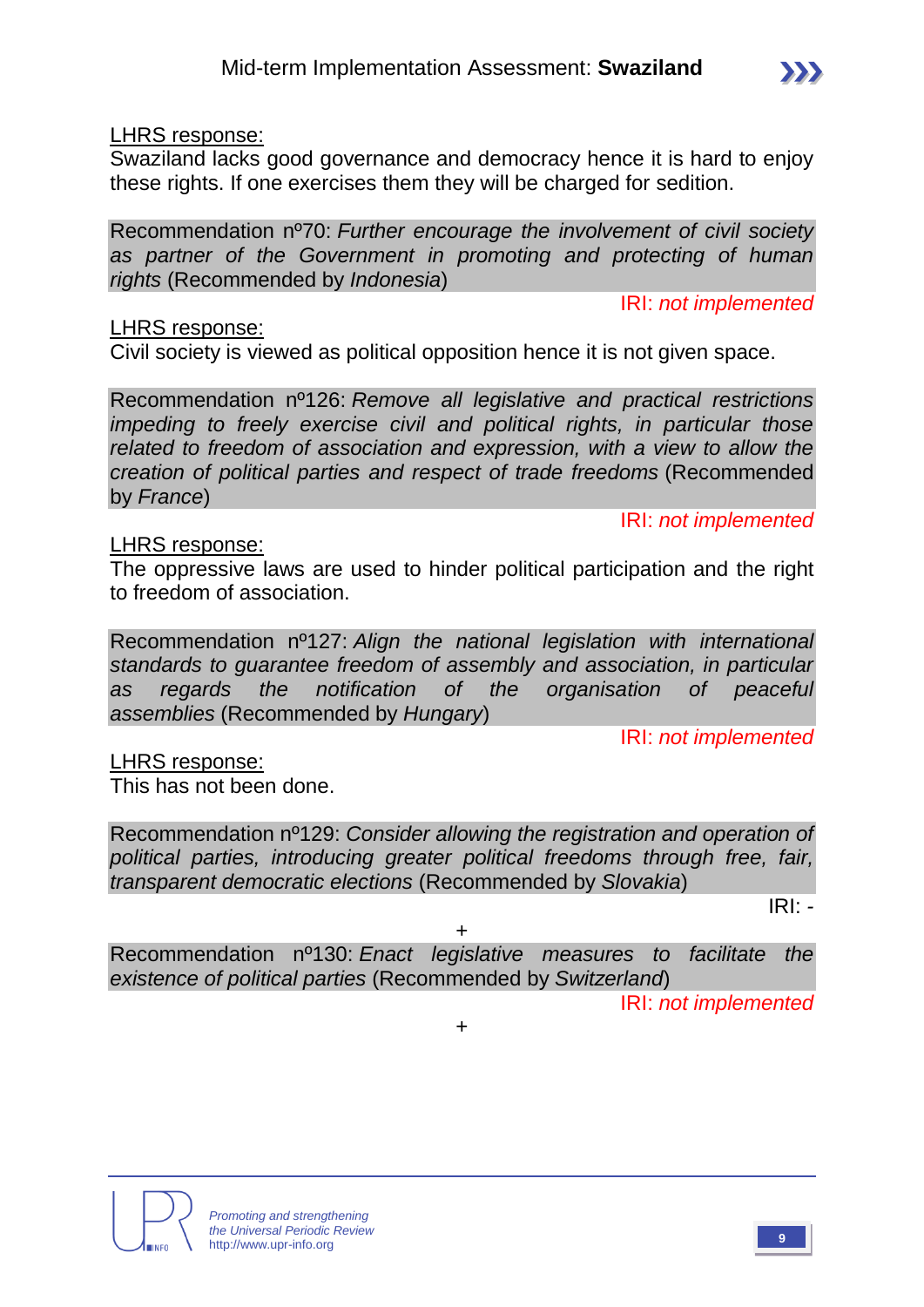LHRS response:

Swaziland lacks good governance and democracy hence it is hard to enjoy these rights. If one exercises them they will be charged for sedition.

Recommendation nº70: *Further encourage the involvement of civil society as partner of the Government in promoting and protecting of human rights* (Recommended by *Indonesia*)

IRI: *not implemented*

LHRS response:

Civil society is viewed as political opposition hence it is not given space.

Recommendation nº126: *Remove all legislative and practical restrictions impeding to freely exercise civil and political rights, in particular those related to freedom of association and expression, with a view to allow the creation of political parties and respect of trade freedoms* (Recommended by *France*)

IRI: *not implemented*

LHRS response:

The oppressive laws are used to hinder political participation and the right to freedom of association.

Recommendation nº127: *Align the national legislation with international standards to guarantee freedom of assembly and association, in particular as regards the notification of the organisation of peaceful assemblies* (Recommended by *Hungary*)

IRI: *not implemented*

LHRS response:

This has not been done.

Recommendation nº129: *Consider allowing the registration and operation of political parties, introducing greater political freedoms through free, fair, transparent democratic elections* (Recommended by *Slovakia*)

IRI: -

+

Recommendation nº130: *Enact legislative measures to facilitate the existence of political parties* (Recommended by *Switzerland*)

IRI: *not implemented*

+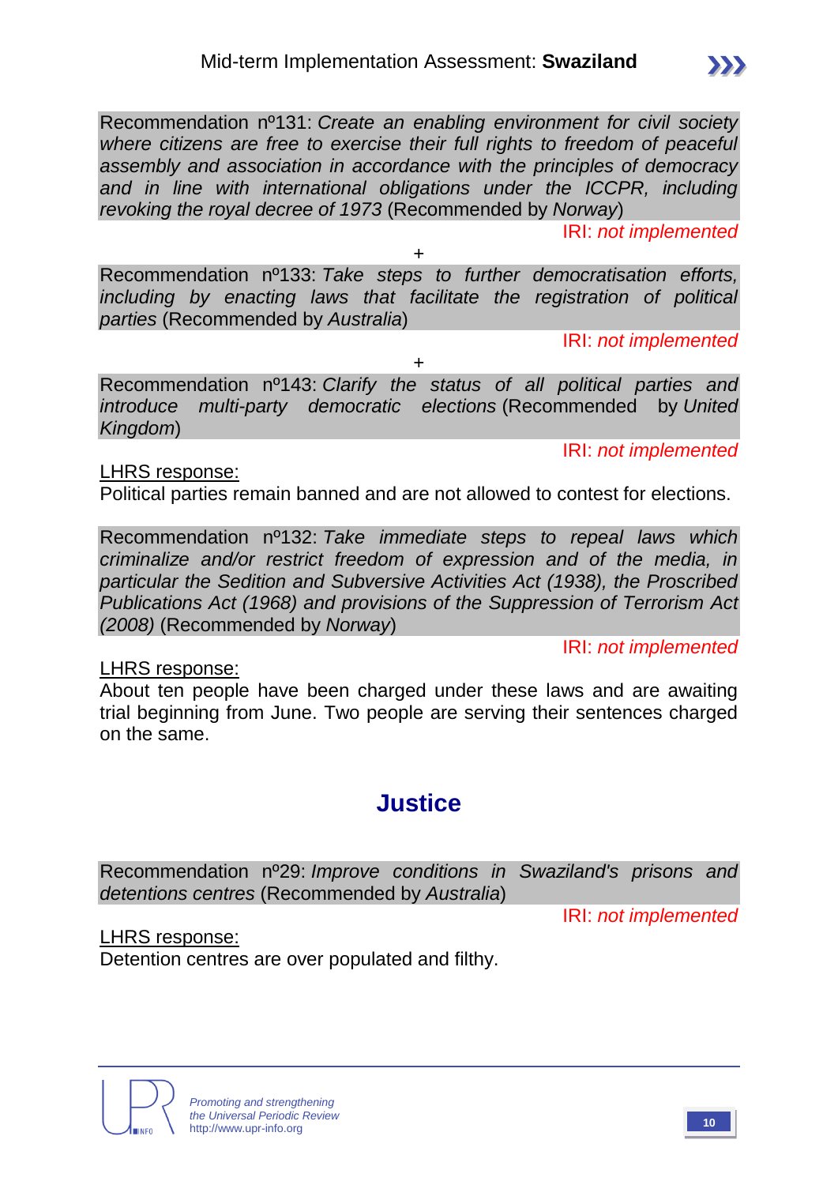Recommendation nº131: *Create an enabling environment for civil society where citizens are free to exercise their full rights to freedom of peaceful assembly and association in accordance with the principles of democracy and in line with international obligations under the ICCPR, including revoking the royal decree of 1973* (Recommended by *Norway*)

IRI: *not implemented*

+

Recommendation nº133: *Take steps to further democratisation efforts, including by enacting laws that facilitate the registration of political parties* (Recommended by *Australia*)

IRI: *not implemented*

+

Recommendation nº143: *Clarify the status of all political parties and introduce multi-party democratic elections* (Recommended by *United Kingdom*)

IRI: *not implemented*

LHRS response:

Political parties remain banned and are not allowed to contest for elections.

Recommendation nº132: *Take immediate steps to repeal laws which criminalize and/or restrict freedom of expression and of the media, in particular the Sedition and Subversive Activities Act (1938), the Proscribed Publications Act (1968) and provisions of the Suppression of Terrorism Act (2008)* (Recommended by *Norway*)

IRI: *not implemented*

LHRS response:

About ten people have been charged under these laws and are awaiting trial beginning from June. Two people are serving their sentences charged on the same.

## Justice

Recommendation nº29: *Improve conditions in Swaziland's prisons and detentions centres* (Recommended by *Australia*)

IRI: *not implemented*

LHRS response:

Detention centres are over populated and filthy.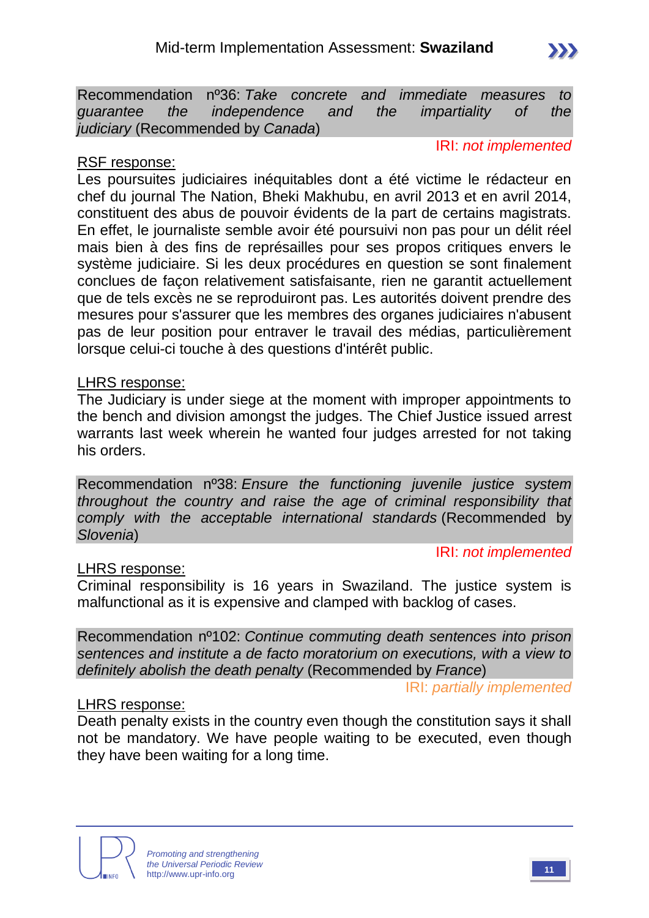Recommendation nº36: *Take concrete and immediate measures to guarantee the independence and the impartiality of the judiciary* (Recommended by *Canada*)

IRI: *not implemented*

RSF response:

Les poursuites judiciaires inéquitables dont a été victime le rédacteur en chef du journal The Nation, Bheki Makhubu, en avril 2013 et en avril 2014, constituent des abus de pouvoir évidents de la part de certains magistrats. En effet, le journaliste semble avoir été poursuivi non pas pour un délit réel mais bien à des fins de représailles pour ses propos critiques envers le système judiciaire. Si les deux procédures en question se sont finalement conclues de façon relativement satisfaisante, rien ne garantit actuellement que de tels excès ne se reproduiront pas. Les autorités doivent prendre des mesures pour s'assurer que les membres des organes judiciaires n'abusent pas de leur position pour entraver le travail des médias, particulièrement lorsque celui-ci touche à des questions d'intérêt public.

LHRS response:

The Judiciary is under siege at the moment with improper appointments to the bench and division amongst the judges. The Chief Justice issued arrest warrants last week wherein he wanted four judges arrested for not taking his orders.

Recommendation nº38: *Ensure the functioning juvenile justice system throughout the country and raise the age of criminal responsibility that comply with the acceptable international standards* (Recommended by *Slovenia*)

IRI: *not implemented*

LHRS response:

Criminal responsibility is 16 years in Swaziland. The justice system is malfunctional as it is expensive and clamped with backlog of cases.

Recommendation nº102: *Continue commuting death sentences into prison sentences and institute a de facto moratorium on executions, with a view to definitely abolish the death penalty* (Recommended by *France*)

IRI: *partially implemented*

LHRS response:

Death penalty exists in the country even though the constitution says it shall not be mandatory. We have people waiting to be executed, even though they have been waiting for a long time.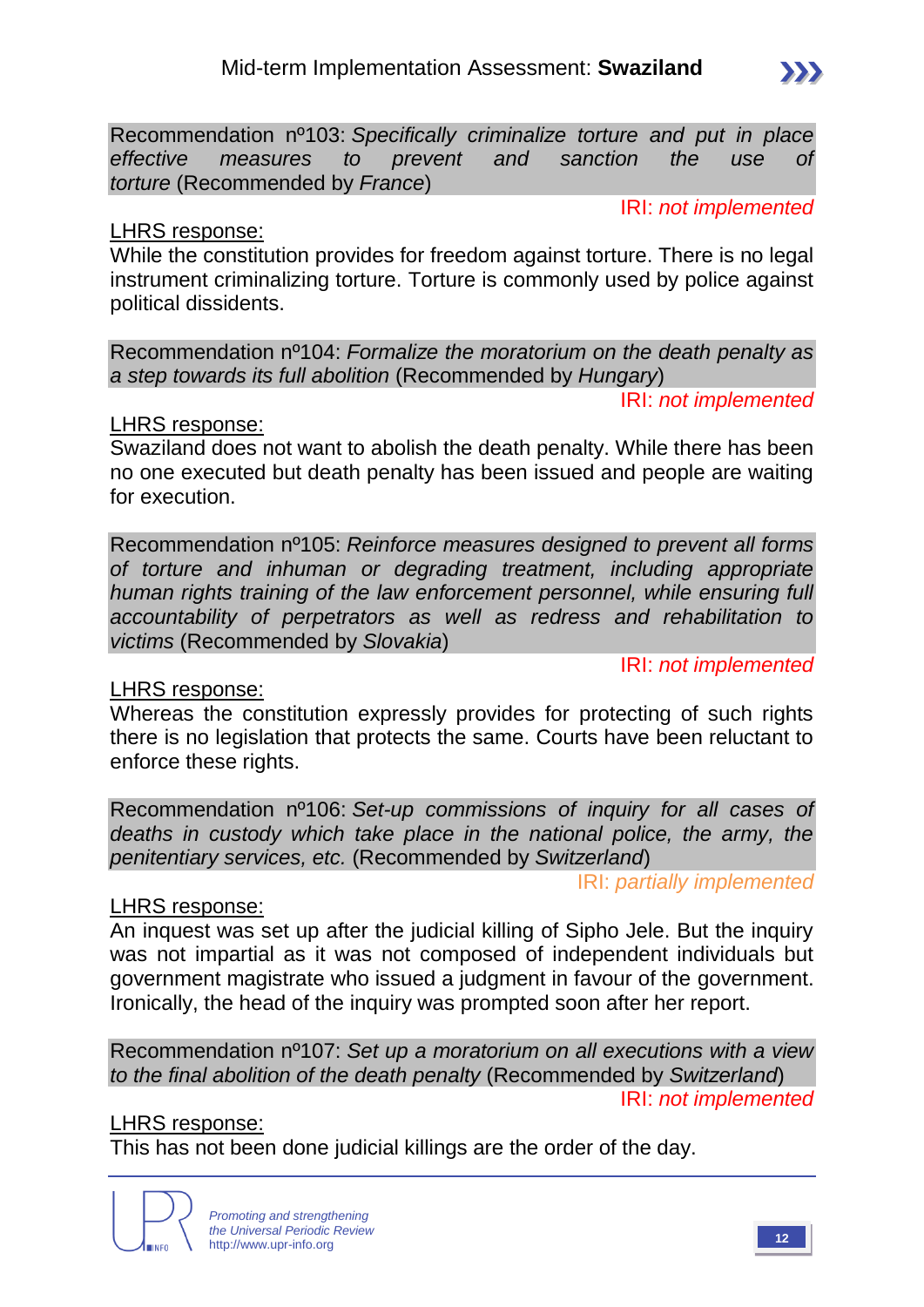Recommendation nº103: *Specifically criminalize torture and put in place effective measures to prevent and sanction the use of torture* (Recommended by *France*)

IRI: *not implemented*

LHRS response:

While the constitution provides for freedom against torture. There is no legal instrument criminalizing torture. Torture is commonly used by police against political dissidents.

Recommendation nº104: *Formalize the moratorium on the death penalty as a step towards its full abolition* (Recommended by *Hungary*)

IRI: *not implemented*

LHRS response:

Swaziland does not want to abolish the death penalty. While there has been no one executed but death penalty has been issued and people are waiting for execution.

Recommendation nº105: *Reinforce measures designed to prevent all forms of torture and inhuman or degrading treatment, including appropriate human rights training of the law enforcement personnel, while ensuring full accountability of perpetrators as well as redress and rehabilitation to victims* (Recommended by *Slovakia*)

IRI: *not implemented*

LHRS response:

Whereas the constitution expressly provides for protecting of such rights there is no legislation that protects the same. Courts have been reluctant to enforce these rights.

Recommendation nº106: *Set-up commissions of inquiry for all cases of deaths in custody which take place in the national police, the army, the penitentiary services, etc.* (Recommended by *Switzerland*)

IRI: *partially implemented*

LHRS response:

An inquest was set up after the judicial killing of Sipho Jele. But the inquiry was not impartial as it was not composed of independent individuals but government magistrate who issued a judgment in favour of the government. Ironically, the head of the inquiry was prompted soon after her report.

Recommendation nº107: *Set up a moratorium on all executions with a view to the final abolition of the death penalty* (Recommended by *Switzerland*)

IRI: *not implemented*

LHRS response:

This has not been done judicial killings are the order of the day.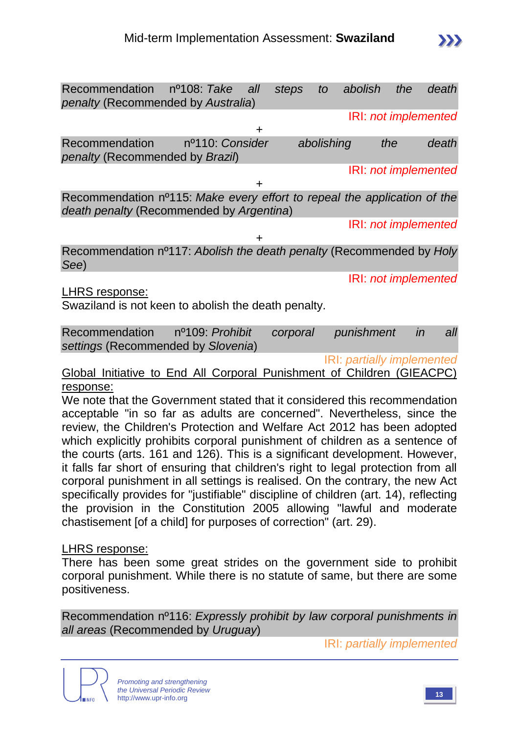Recommendation nº108: *Take all steps to abolish the death penalty* (Recommended by *Australia*)

IRI: *not implemented*

+

Recommendation nº110: *Consider abolishing the death penalty* (Recommended by *Brazil*)

IRI: *not implemented*

+

Recommendation nº115: *Make every effort to repeal the application of the death penalty* (Recommended by *Argentina*)

IRI: *not implemented*

+

Recommendation nº117: *Abolish the death penalty* (Recommended by *Holy See*)

IRI: *not implemented*

<u>LHRS response:</u>

Swaziland is not keen to abolish the death penalty.

Recommendation nº109: *Prohibit corporal punishment in all settings* (Recommended by *Slovenia*)

IRI: *partially implemented*

<u>Global Initiative to End All Corporal Punishment of Children (GIEACPC) response:</u>

We note that the Government stated that it considered this recommendation acceptable "in so far as adults are concerned". Nevertheless, since the review, the Children's Protection and Welfare Act 2012 has adopted which explicitly prohibits corporal punishment of children as a sentence of the courts (arts. 161 and 126). This is a significant development. However, it falls far short of ensuring that children's right to legal protection from all corporal punishment in all settings is realised. On the contrary, the new Act specifically provides for "justifiable" discipline of children (art. 14), reflecting the provision in the Constitution 2005 allowing "lawful and moderate chastisement [of a child] for purposes of correction" (art. 29).

<u>LHRS response:</u>

There has been some great strides on the government side to prohibit corporal punishment. While there is no statute of same, but there are some positiveness.

Recommendation nº116: *Expressly prohibit by law corporal punishments in all areas* (Recommended by *Uruguay*)

IRI: *partially implemented*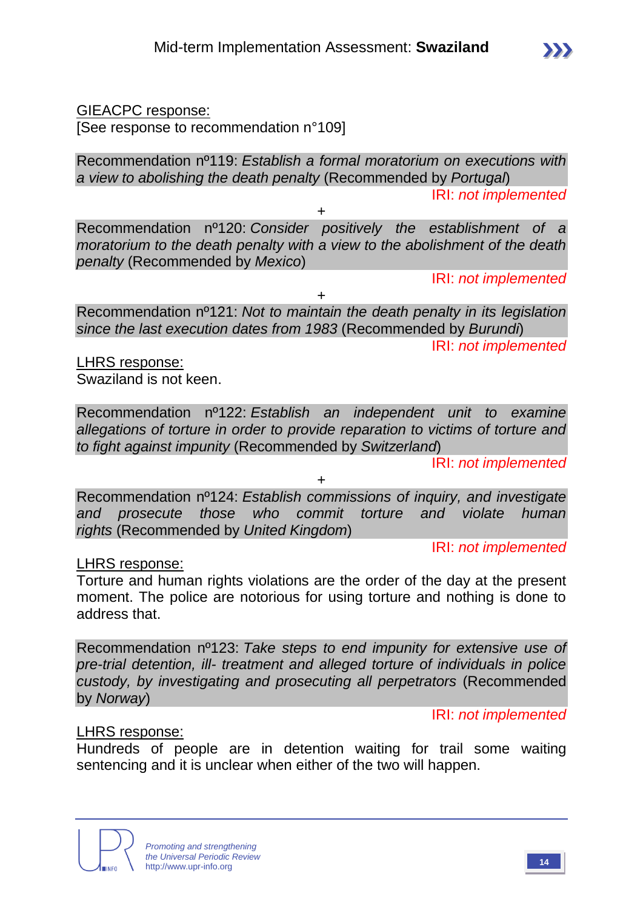GIEACPC response:
[See response to recommendation n°109]

Recommendation nº119: *Establish a formal moratorium on executions with a view to abolishing the death penalty* (Recommended by *Portugal*)

IRI: *not implemented*

+

Recommendation nº120: *Consider positively the establishment of a moratorium to the death penalty with a view to the abolishment of the death penalty* (Recommended by *Mexico*)

IRI: *not implemented*

+

Recommendation nº121: *Not to maintain the death penalty in its legislation since the last execution dates from 1983* (Recommended by *Burundi*)

IRI: *not implemented*

LHRS response:
Swaziland is not keen.

Recommendation nº122: *Establish an independent unit to examine allegations of torture in order to provide reparation to victims of torture and to fight against impunity* (Recommended by *Switzerland*)

IRI: *not implemented*

+

Recommendation nº124: *Establish commissions of inquiry, and investigate and prosecute those who commit torture and violate human rights* (Recommended by *United Kingdom*)

IRI: *not implemented*

LHRS response:
Torture and human rights violations are the order of the day at the present moment. The police are notorious for using torture and nothing is done to address that.

Recommendation nº123: *Take steps to end impunity for extensive use of pre-trial detention, ill- treatment and alleged torture of individuals in police custody, by investigating and prosecuting all perpetrators* (Recommended by *Norway*)

IRI: *not implemented*

LHRS response:
Hundreds of people are in detention waiting for trail some waiting sentencing and it is unclear when either of the two will happen.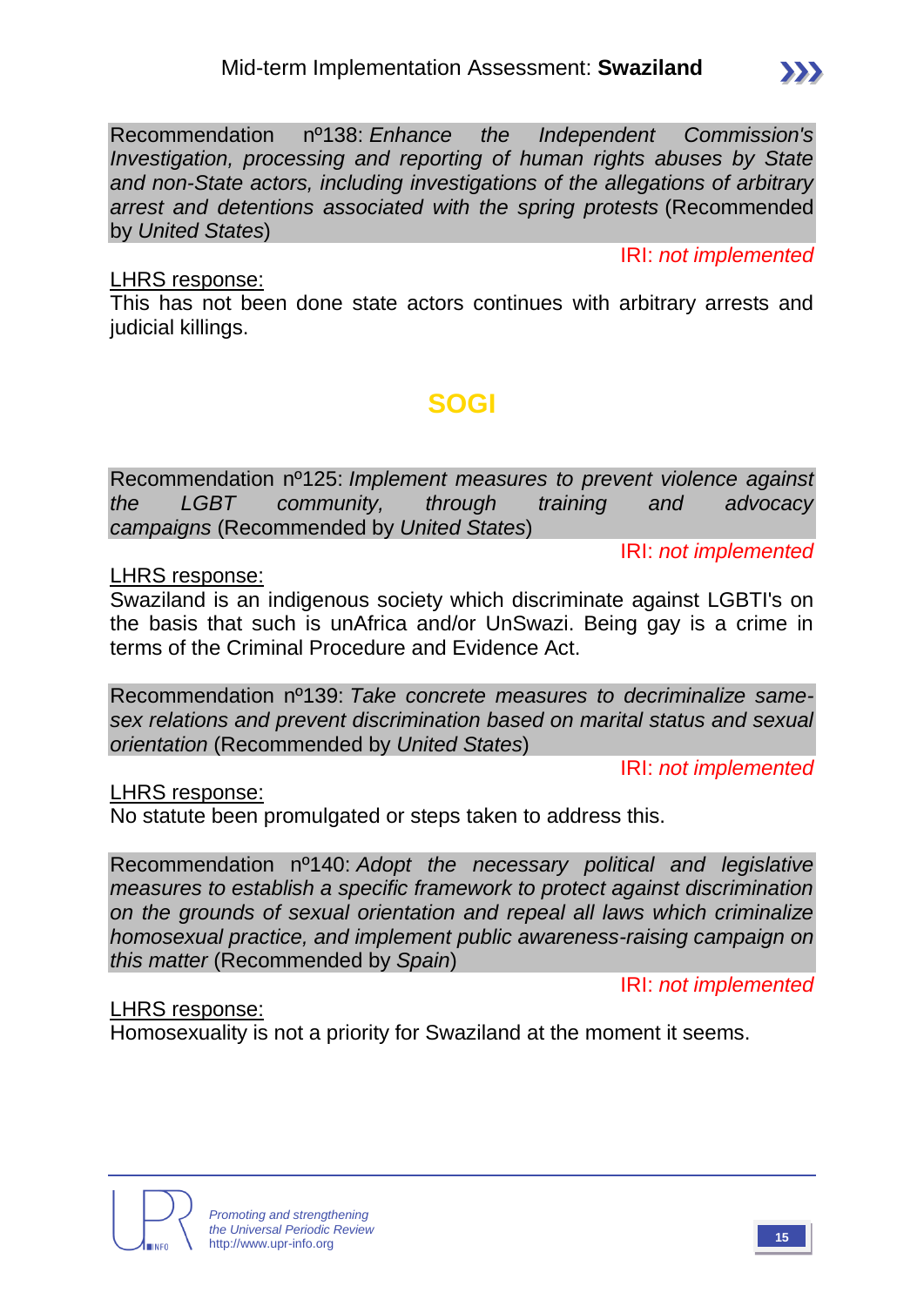Recommendation nº138: *Enhance the Independent Commission's Investigation, processing and reporting of human rights abuses by State and non-State actors, including investigations of the allegations of arbitrary arrest and detentions associated with the spring protests* (Recommended by *United States*)

IRI: *not implemented*

LHRS response:
This has not been done state actors continues with arbitrary arrests and judicial killings.

## SOGI

Recommendation nº125: *Implement measures to prevent violence against the LGBT community, through training and advocacy campaigns* (Recommended by *United States*)

IRI: *not implemented*

LHRS response:
Swaziland is an indigenous society which discriminate against LGBTI's on the basis that such is unAfrica and/or UnSwazi. Being gay is a crime in terms of the Criminal Procedure and Evidence Act.

Recommendation nº139: *Take concrete measures to decriminalize same-sex relations and prevent discrimination based on marital status and sexual orientation* (Recommended by *United States*)

IRI: *not implemented*

LHRS response:
No statute been promulgated or steps taken to address this.

Recommendation nº140: *Adopt the necessary political and legislative measures to establish a specific framework to protect against discrimination on the grounds of sexual orientation and repeal all laws which criminalize homosexual practice, and implement public awareness-raising campaign on this matter* (Recommended by *Spain*)

IRI: *not implemented*

LHRS response:
Homosexuality is not a priority for Swaziland at the moment it seems.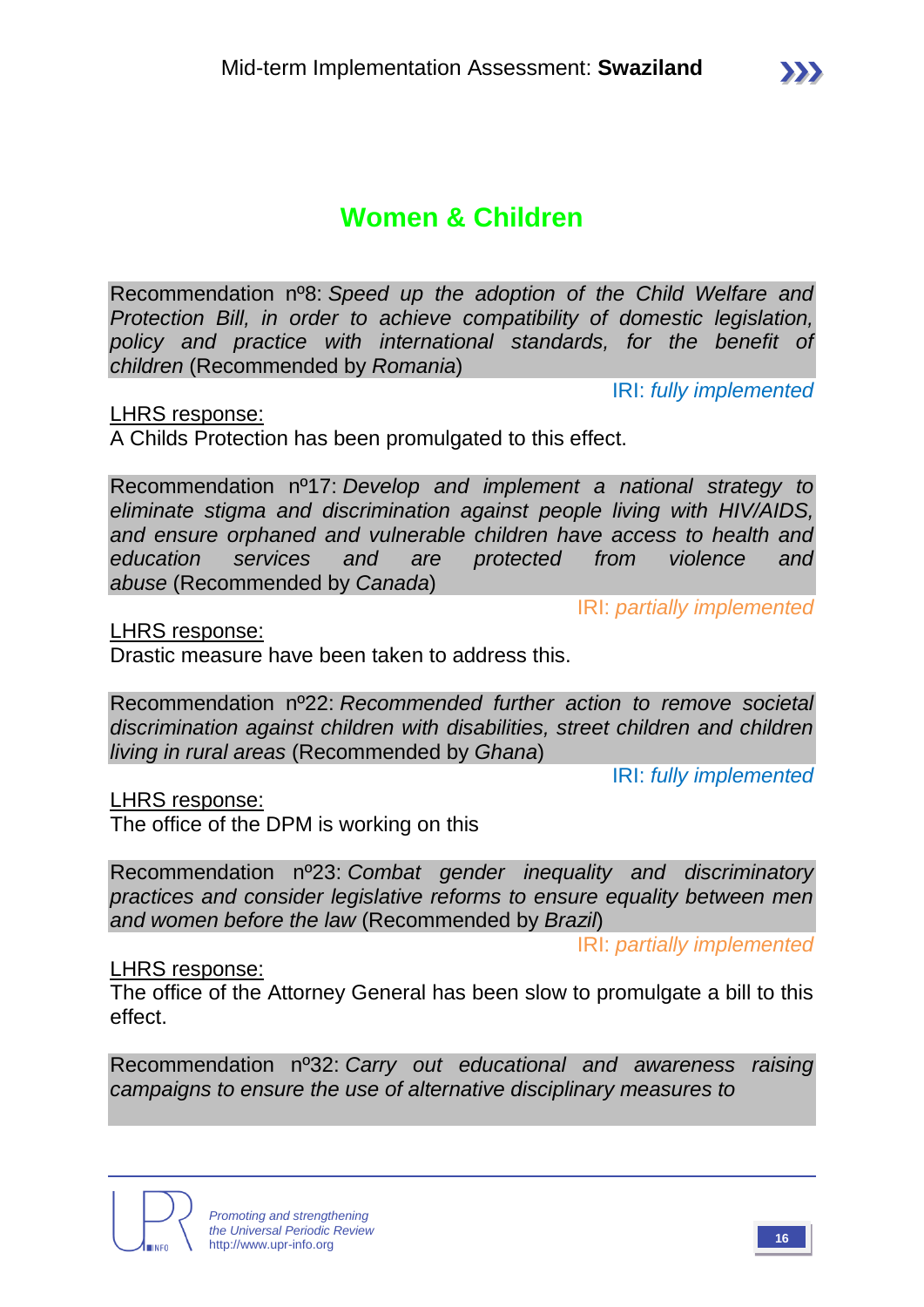## Women & Children

Recommendation nº8: *Speed up the adoption of the Child Welfare and Protection Bill, in order to achieve compatibility of domestic legislation, policy and practice with international standards, for the benefit of children* (Recommended by *Romania*)

IRI: *fully implemented*

LHRS response:
A Childs Protection has been promulgated to this effect.

Recommendation nº17: *Develop and implement a national strategy to eliminate stigma and discrimination against people living with HIV/AIDS, and ensure orphaned and vulnerable children have access to health and education services and are protected from violence and abuse* (Recommended by *Canada*)

IRI: *partially implemented*

LHRS response:
Drastic measure have been taken to address this.

Recommendation nº22: *Recommended further action to remove societal discrimination against children with disabilities, street children and children living in rural areas* (Recommended by *Ghana*)

IRI: *fully implemented*

LHRS response:
The office of the DPM is working on this

Recommendation nº23: *Combat gender inequality and discriminatory practices and consider legislative reforms to ensure equality between men and women before the law* (Recommended by *Brazil*)

IRI: *partially implemented*

LHRS response:
The office of the Attorney General has been slow to promulgate a bill to this effect.

Recommendation nº32: *Carry out educational and awareness raising campaigns to ensure the use of alternative disciplinary measures to*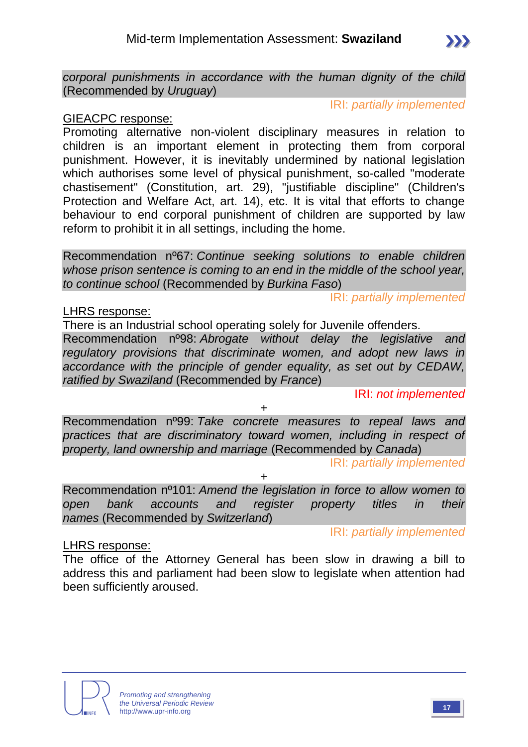*corporal punishments in accordance with the human dignity of the child* (Recommended by *Uruguay*)

IRI: *partially implemented*

GIEACPC response:

Promoting alternative non-violent disciplinary measures in relation to children is an important element in protecting them from corporal punishment. However, it is inevitably undermined by national legislation which authorises some level of physical punishment, so-called "moderate chastisement" (Constitution, art. 29), "justifiable discipline" (Children's Protection and Welfare Act, art. 14), etc. It is vital that efforts to change behaviour to end corporal punishment of children are supported by law reform to prohibit it in all settings, including the home.

Recommendation nº67: *Continue seeking solutions to enable children whose prison sentence is coming to an end in the middle of the school year, to continue school* (Recommended by *Burkina Faso*)

IRI: *partially implemented*

LHRS response:

There is an Industrial school operating solely for Juvenile offenders.

Recommendation nº98: *Abrogate without delay the legislative and regulatory provisions that discriminate women, and adopt new laws in accordance with the principle of gender equality, as set out by CEDAW, ratified by Swaziland* (Recommended by *France*)

IRI: *not implemented*

+

Recommendation nº99: *Take concrete measures to repeal laws and practices that are discriminatory toward women, including in respect of property, land ownership and marriage* (Recommended by *Canada*)

IRI: *partially implemented*

+

Recommendation nº101: *Amend the legislation in force to allow women to open bank accounts and register property titles in their names* (Recommended by *Switzerland*)

IRI: *partially implemented*

LHRS response:

The office of the Attorney General has been slow in drawing a bill to address this and parliament had been slow to legislate when attention had been sufficiently aroused.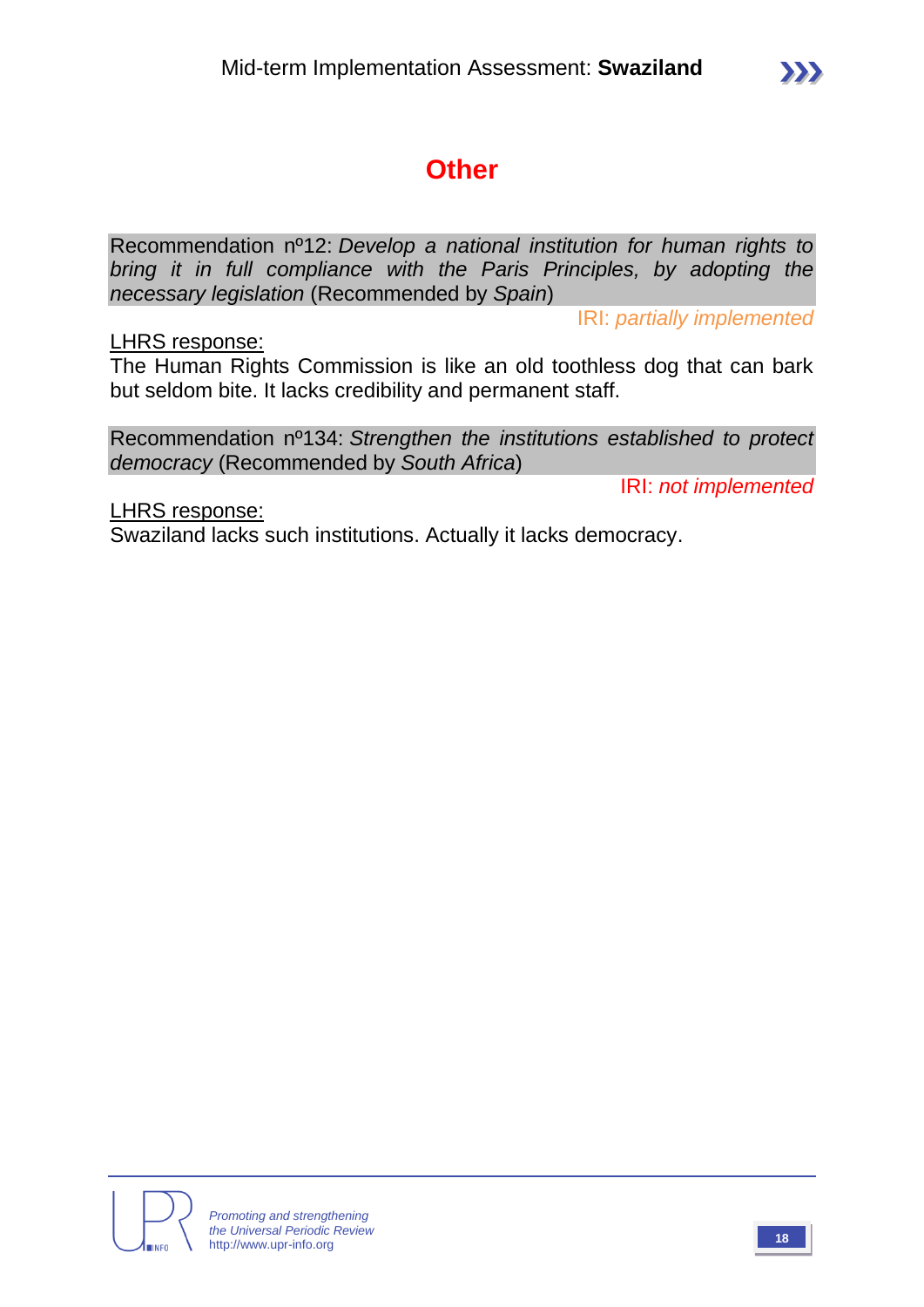# Other

Recommendation nº12: *Develop a national institution for human rights to bring it in full compliance with the Paris Principles, by adopting the necessary legislation* (Recommended by *Spain*)

IRI: *partially implemented*

LHRS response:

The Human Rights Commission is like an old toothless dog that can bark but seldom bite. It lacks credibility and permanent staff.

Recommendation nº134: *Strengthen the institutions established to protect democracy* (Recommended by *South Africa*)

IRI: *not implemented*

LHRS response:

Swaziland lacks such institutions. Actually it lacks democracy.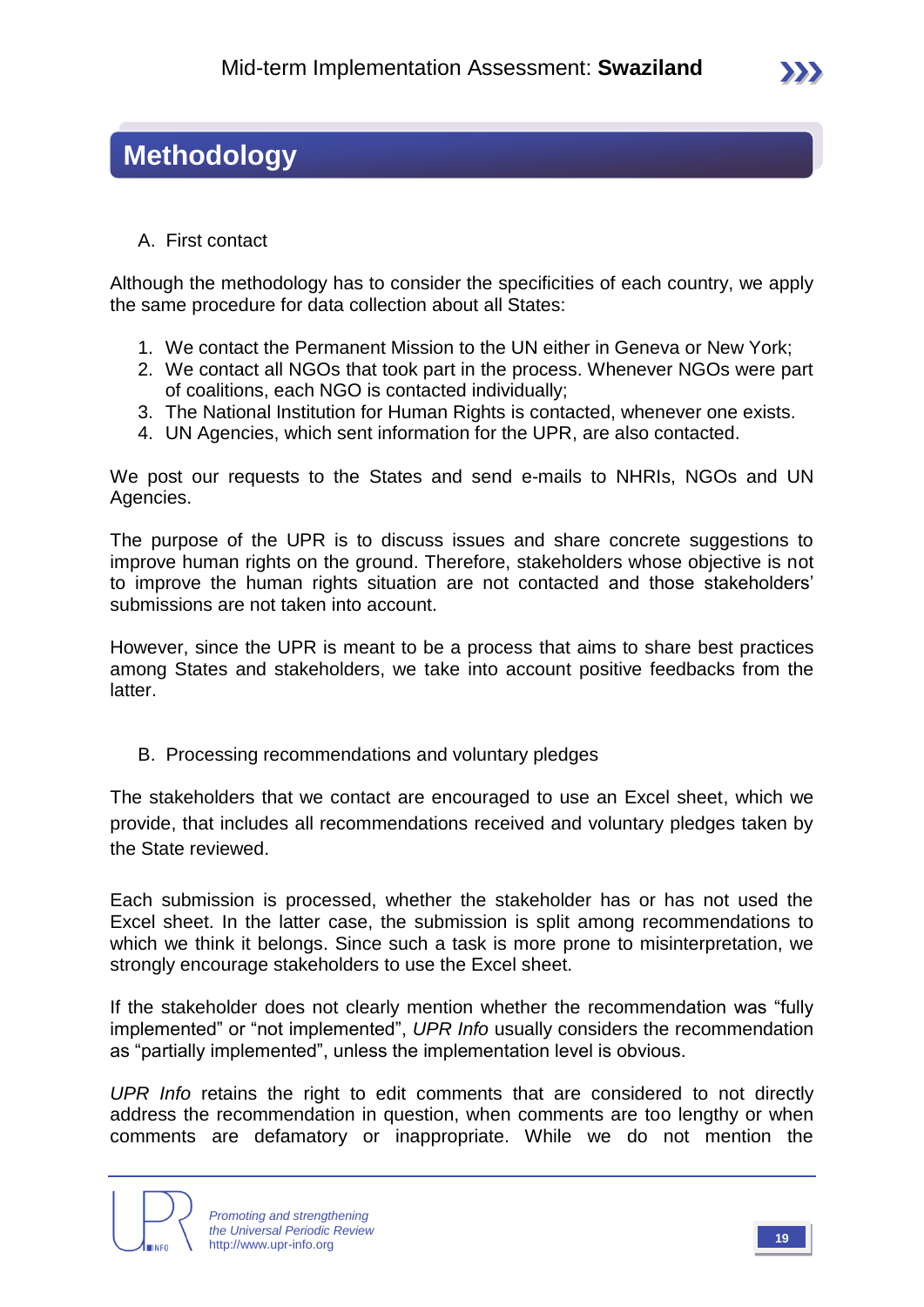# Methodology

A. First contact

Although the methodology has to consider the specificities of each country, we apply the same procedure for data collection about all States:

1. We contact the Permanent Mission to the UN either in Geneva or New York;
2. We contact all NGOs that took part in the process. Whenever NGOs were part of coalitions, each NGO is contacted individually;
3. The National Institution for Human Rights is contacted, whenever one exists.
4. UN Agencies, which sent information for the UPR, are also contacted.

We post our requests to the States and send e-mails to NHRIs, NGOs and UN Agencies.

The purpose of the UPR is to discuss issues and share concrete suggestions to improve human rights on the ground. Therefore, stakeholders whose objective is not to improve the human rights situation are not contacted and those stakeholders' submissions are not taken into account.

However, since the UPR is meant to be a process that aims to share best practices among States and stakeholders, we take into account positive feedbacks from the latter.

B. Processing recommendations and voluntary pledges

The stakeholders that we contact are encouraged to use an Excel sheet, which we provide, that includes all recommendations received and voluntary pledges taken by the State reviewed.

Each submission is processed, whether the stakeholder has or has not used the Excel sheet. In the latter case, the submission is split among recommendations to which we think it belongs. Since such a task is more prone to misinterpretation, we strongly encourage stakeholders to use the Excel sheet.

If the stakeholder does not clearly mention whether the recommendation was "fully implemented" or "not implemented", *UPR Info* usually considers the recommendation as "partially implemented", unless the implementation level is obvious.

*UPR Info* retains the right to edit comments that are considered to not directly address the recommendation in question, when comments are too lengthy or when comments are defamatory or inappropriate. While we do not mention the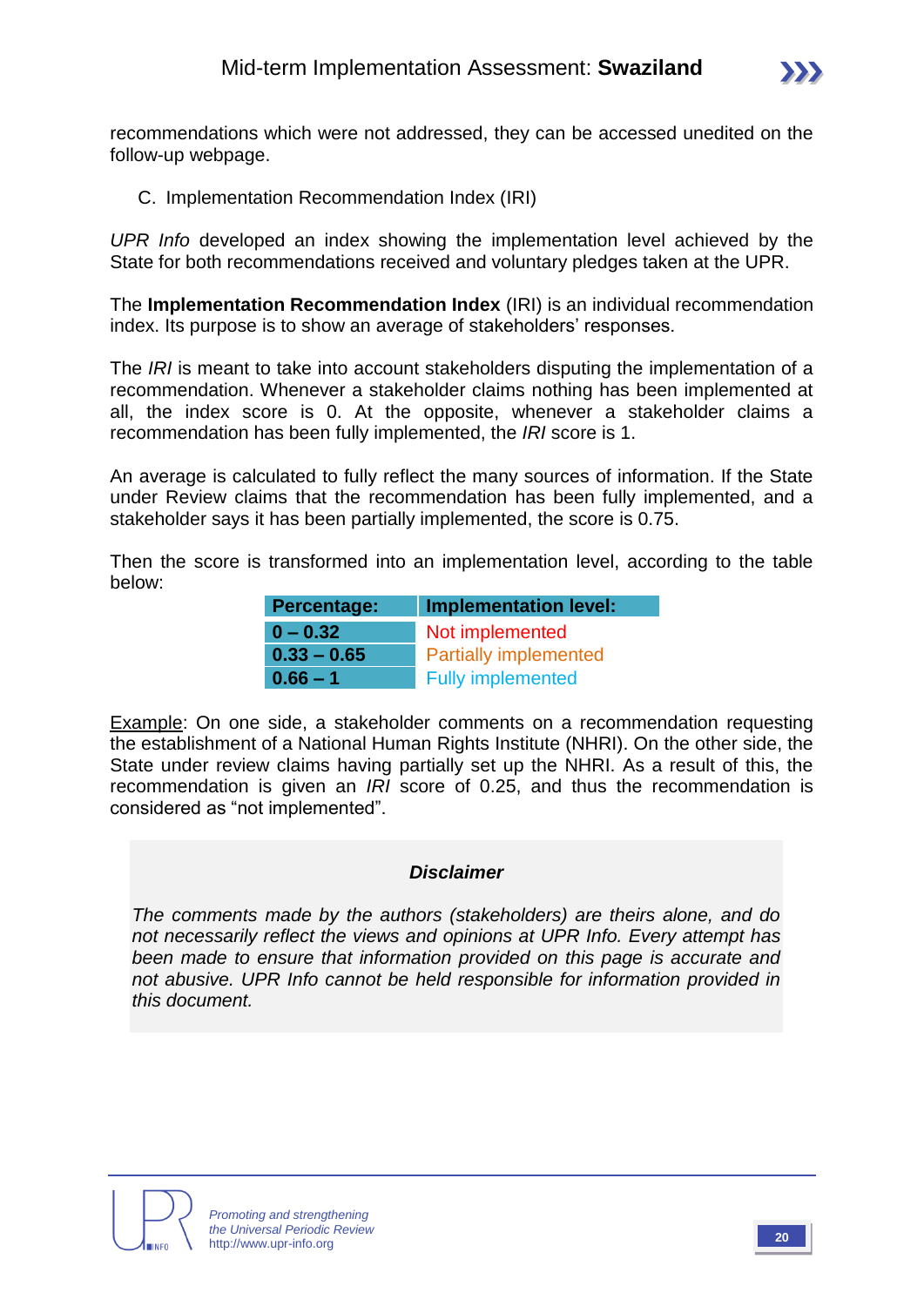recommendations which were not addressed, they can be accessed unedited on the follow-up webpage.

C. Implementation Recommendation Index (IRI)

*UPR Info* developed an index showing the implementation level achieved by the State for both recommendations received and voluntary pledges taken at the UPR.

The **Implementation Recommendation Index** (IRI) is an individual recommendation index. Its purpose is to show an average of stakeholders' responses.

The *IRI* is meant to take into account stakeholders disputing the implementation of a recommendation. Whenever a stakeholder claims nothing has been implemented at all, the index score is 0. At the opposite, whenever a stakeholder claims a recommendation has been fully implemented, the *IRI* score is 1.

An average is calculated to fully reflect the many sources of information. If the State under Review claims that the recommendation has been fully implemented, and a stakeholder says it has been partially implemented, the score is 0.75.

Then the score is transformed into an implementation level, according to the table below:

| Percentage: | Implementation level: |
|---|---|
| **0 – 0.32** | Not implemented |
| **0.33 – 0.65** | Partially implemented |
| **0.66 – 1** | Fully implemented |

Example: On one side, a stakeholder comments on a recommendation requesting the establishment of a National Human Rights Institute (NHRI). On the other side, the State under review claims having partially set up the NHRI. As a result of this, the recommendation is given an *IRI* score of 0.25, and thus the recommendation is considered as "not implemented".

***Disclaimer***

*The comments made by the authors (stakeholders) are theirs alone, and do not necessarily reflect the views and opinions at UPR Info. Every attempt has been made to ensure that information provided on this page is accurate and not abusive. UPR Info cannot be held responsible for information provided in this document.*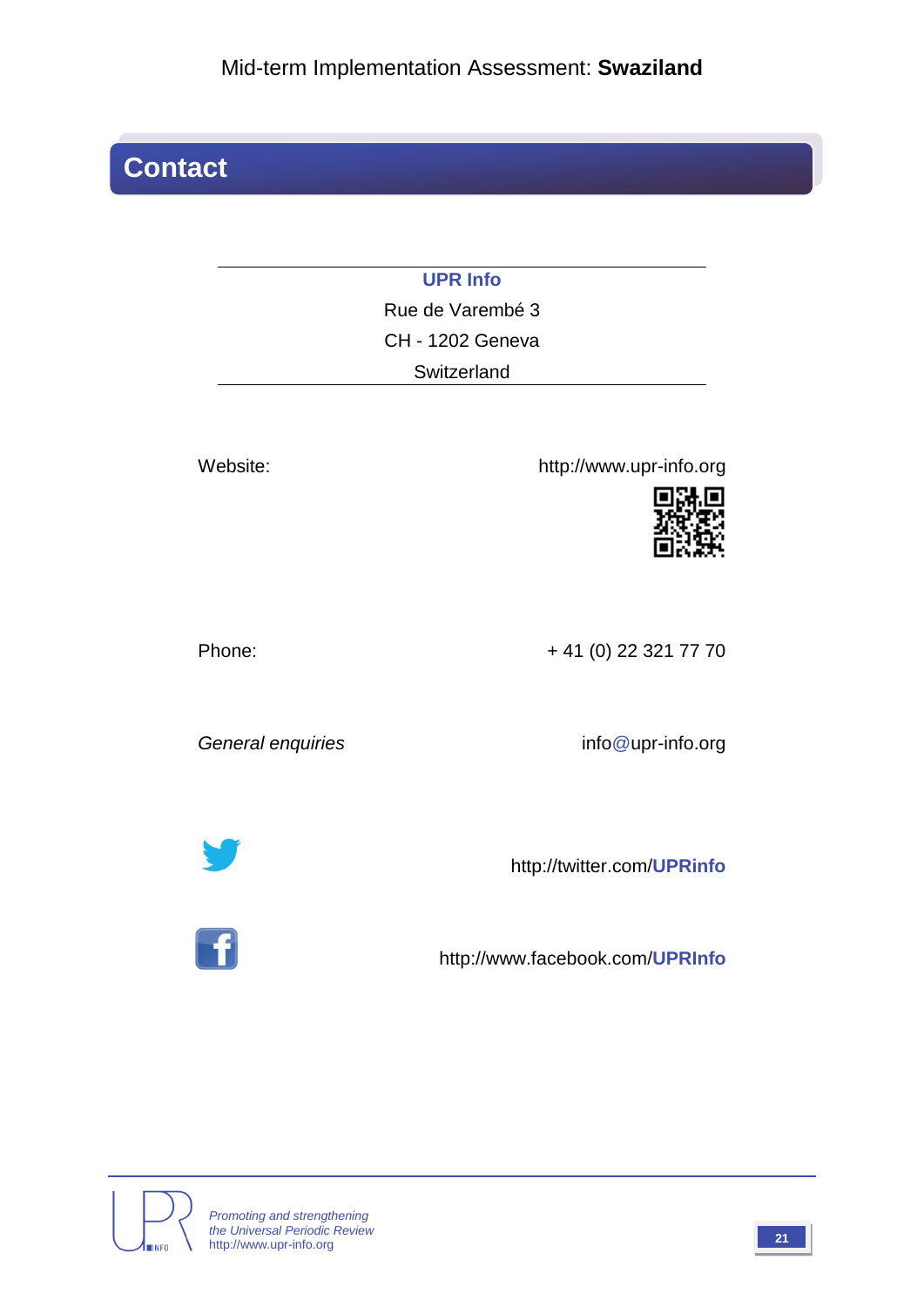# Contact

**UPR Info**
Rue de Varembé 3
CH - 1202 Geneva
Switzerland

| | |
|---|---|
| Website: | http://www.upr-info.org |
| Phone: | + 41 (0) 22 321 77 70 |
| *General enquiries* | info@upr-info.org |
| | http://twitter.com/**UPRinfo** |
| | http://www.facebook.com/**UPRInfo** |

*Promoting and strengthening the Universal Periodic Review*
http://www.upr-info.org